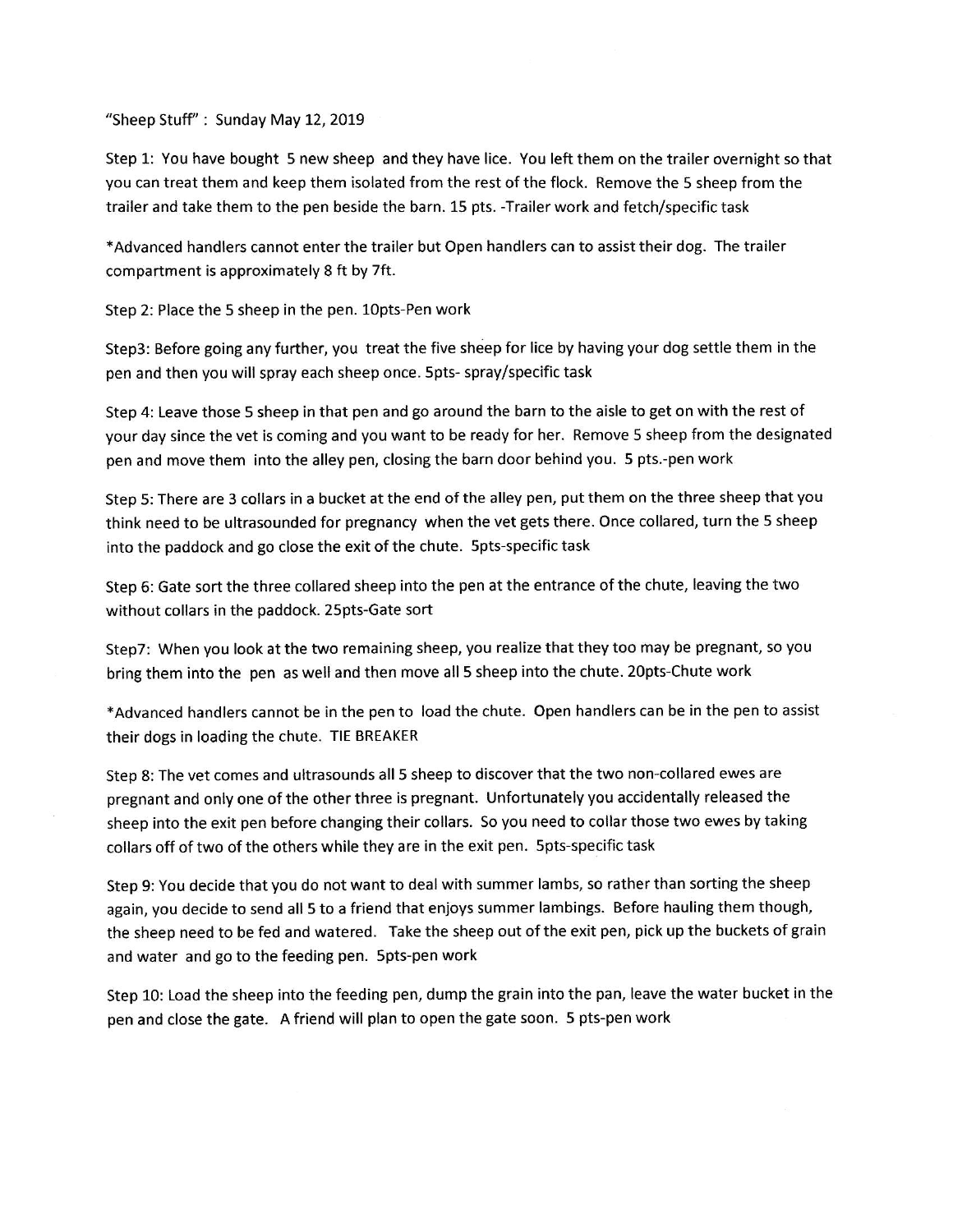"Sheep Stuff" : Sunday May 12, 2019

Step 1: You have bought 5 new sheep and they have lice. You left them on the trailer overnight so that you can treat them and keep them isolated from the rest of the flock. Remove the 5 sheep from the trailer and take them to the pen beside the barn. 15 pts. -Trailer work and fetch/specific task

*Advanced handlers cannot enter the trailer but Open handlers can to assist their dog. The trailer compartment is approximately 8 ft by 7ft.

Step 2: Place the 5 sheep in the pen. 10pts-Pen work

Step3: Before going any further, you treat the five sheep for lice by having your dog settle them in the pen and then you will spray each sheep once. 5pts- spray/specific task

Step 4: Leave those 5 sheep in that pen and go around the barn to the aisle to get on with the rest of your day since the vet is coming and you want to be ready for her. Remove 5 sheep from the designated pen and move them into the alley pen, closing the barn door behind you. 5 pts.-pen work

Step 5: There are 3 collars in a bucket at the end of the alley pen, put them on the three sheep that you think need to be ultrasounded for pregnancy when the vet gets there. Once collared, turn the 5 sheep into the paddock and go close the exit of the chute. 5pts-specific task

Step 6: Gate sort the three collared sheep into the pen at the entrance of the chute, leaving the two without collars in the paddock. 25pts-Gate sort

Step7: When you look at the two remaining sheep, you realize that they too may be pregnant, so you bring them into the pen as well and then move all 5 sheep into the chute. 20pts-Chute work

*Advanced handlers cannot be in the pen to load the chute. Open handlers can be in the pen to assist their dogs in loading the chute. TIE BREAKER

Step 8: The vet comes and ultrasounds all 5 sheep to discover that the two non-collared ewes are pregnant and only one of the other three is pregnant. Unfortunately you accidentally released the sheep into the exit pen before changing their collars. So you need to collar those two ewes by taking collars off of two of the others while they are in the exit pen. 5pts-specific task

Step 9: You decide that you do not want to deal with summer lambs, so rather than sorting the sheep again, you decide to send all 5 to a friend that enjoys summer lambings. Before hauling them though, the sheep need to be fed and watered. Take the sheep out of the exit pen, pick up the buckets of grain and water and go to the feeding pen. 5pts-pen work

Step 10: Load the sheep into the feeding pen, dump the grain into the pan, leave the water bucket in the pen and close the gate. A friend will plan to open the gate soon. 5 pts-pen work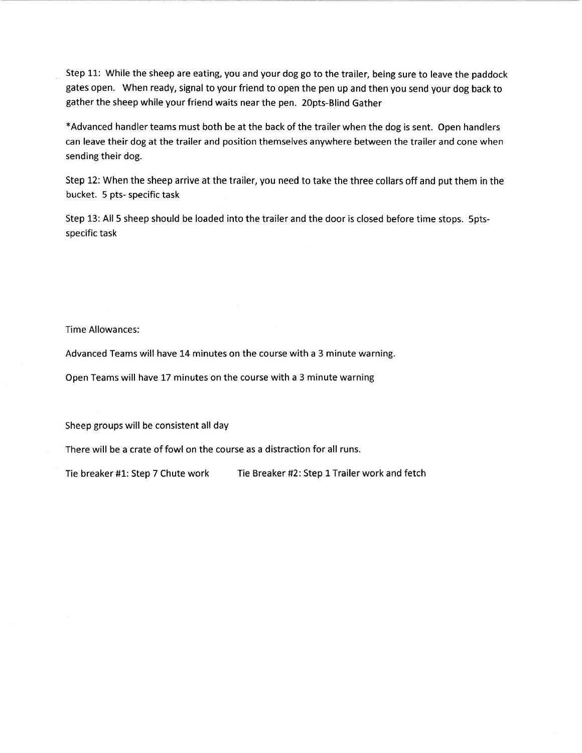Step 11: While the sheep are eating, you and your dog go to the trailer, being sure to leave the paddock gates open. When ready, signal to your friend to open the pen up and then you send your dog back to gather the sheep while your friend waits near the pen. 20pts-Blind Gather

*Advanced handler teams must both be at the back of the trailer when the dog is sent. Open handlers can leave their dog at the trailer and position themselves anywhere between the trailer and cone when sending their dog.

Step 12: When the sheep arrive at the trailer, you need to take the three collars off and put them in the bucket. 5 pts- specific task

Step 13: All 5 sheep should be loaded into the trailer and the door is closed before time stops. 5pts- specific task

Time Allowances:

Advanced Teams will have 14 minutes on the course with a 3 minute warning.

Open Teams will have 17 minutes on the course with a 3 minute warning

Sheep groups will be consistent all day

There will be a crate of fowl on the course as a distraction for all runs.

Tie breaker #1: Step 7 Chute work    Tie Breaker #2: Step 1 Trailer work and fetch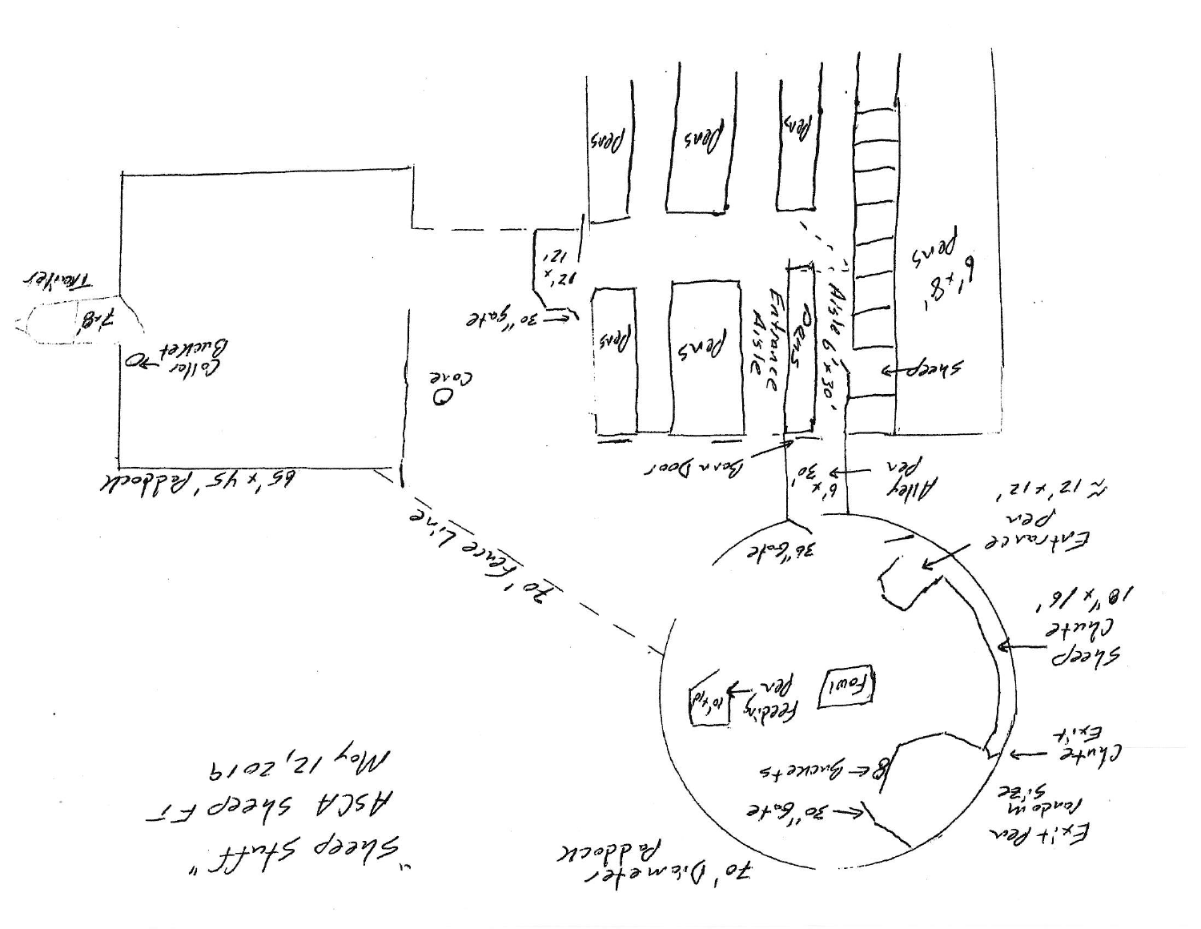"Sheep Stuff"
ASCA Sheep Fi
May 12, 2019

Trailer
7x8'
Collar Bucket
65' x 45' Paddock
Cone
12' x 12'
30" gate
Pens
Pens
Pens
Pens
Pens
Pens
Entrance Aisle
Aisle 6' x 30'
6' x 8' Pens
Sheep
Barn Door
6' x 30'
Alley Pen
36" Gate
70' Fence Line
Entrance Pen ≈ 12' x 12'
Sheep Chute 10" x 16'
Chute Exit
Exit Pen random size
Fowl
Feeding Pen 10' x 10'
Buckets
30" Gate
70' Diameter Paddock